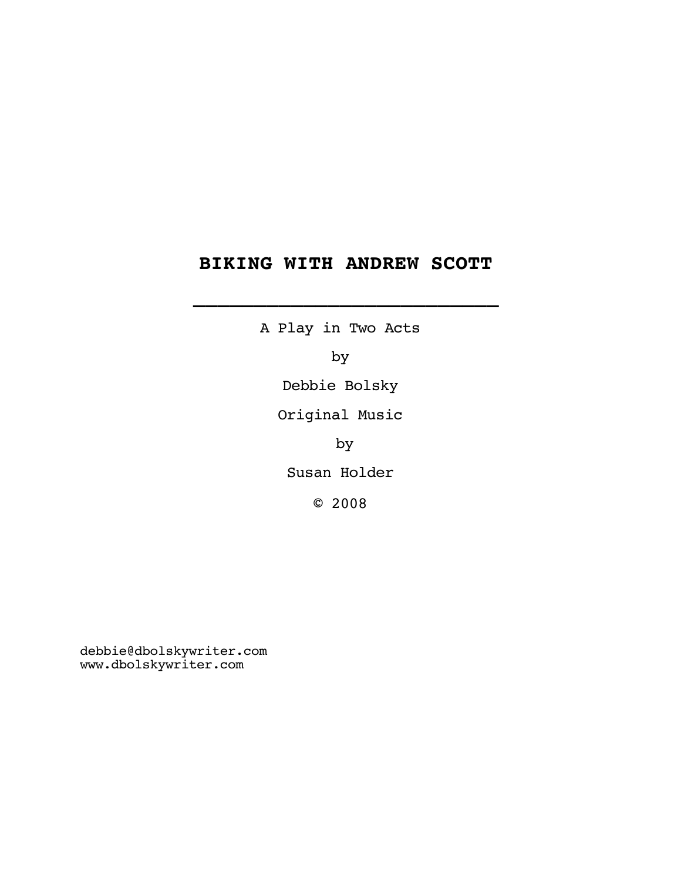# BIKING WITH ANDREW SCOTT

---

A Play in Two Acts

by

Debbie Bolsky

Original Music

by

Susan Holder

© 2008

debbie@dbolskywriter.com
www.dbolskywriter.com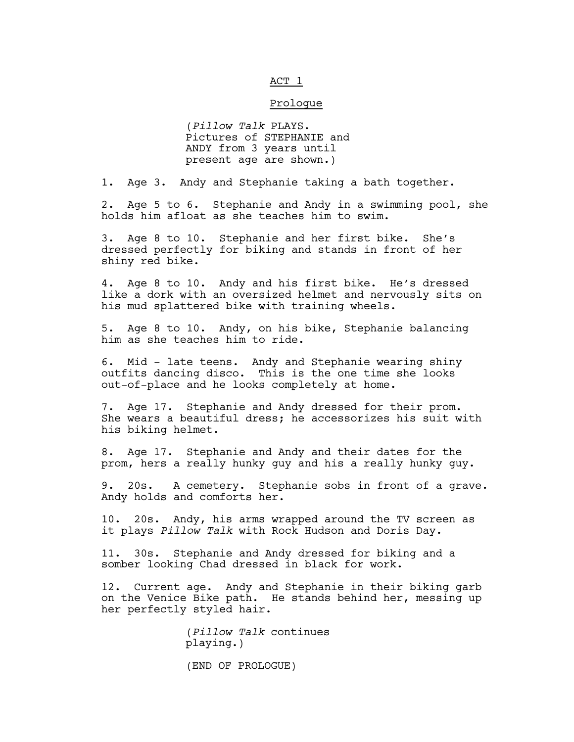ACT 1

Prologue

(*Pillow Talk* PLAYS. Pictures of STEPHANIE and ANDY from 3 years until present age are shown.)

1. Age 3. Andy and Stephanie taking a bath together.

2. Age 5 to 6. Stephanie and Andy in a swimming pool, she holds him afloat as she teaches him to swim.

3. Age 8 to 10. Stephanie and her first bike. She's dressed perfectly for biking and stands in front of her shiny red bike.

4. Age 8 to 10. Andy and his first bike. He's dressed like a dork with an oversized helmet and nervously sits on his mud splattered bike with training wheels.

5. Age 8 to 10. Andy, on his bike, Stephanie balancing him as she teaches him to ride.

6. Mid - late teens. Andy and Stephanie wearing shiny outfits dancing disco. This is the one time she looks out-of-place and he looks completely at home.

7. Age 17. Stephanie and Andy dressed for their prom. She wears a beautiful dress; he accessorizes his suit with his biking helmet.

8. Age 17. Stephanie and Andy and their dates for the prom, hers a really hunky guy and his a really hunky guy.

9. 20s. A cemetery. Stephanie sobs in front of a grave. Andy holds and comforts her.

10. 20s. Andy, his arms wrapped around the TV screen as it plays *Pillow Talk* with Rock Hudson and Doris Day.

11. 30s. Stephanie and Andy dressed for biking and a somber looking Chad dressed in black for work.

12. Current age. Andy and Stephanie in their biking garb on the Venice Bike path. He stands behind her, messing up her perfectly styled hair.

(*Pillow Talk* continues playing.)

(END OF PROLOGUE)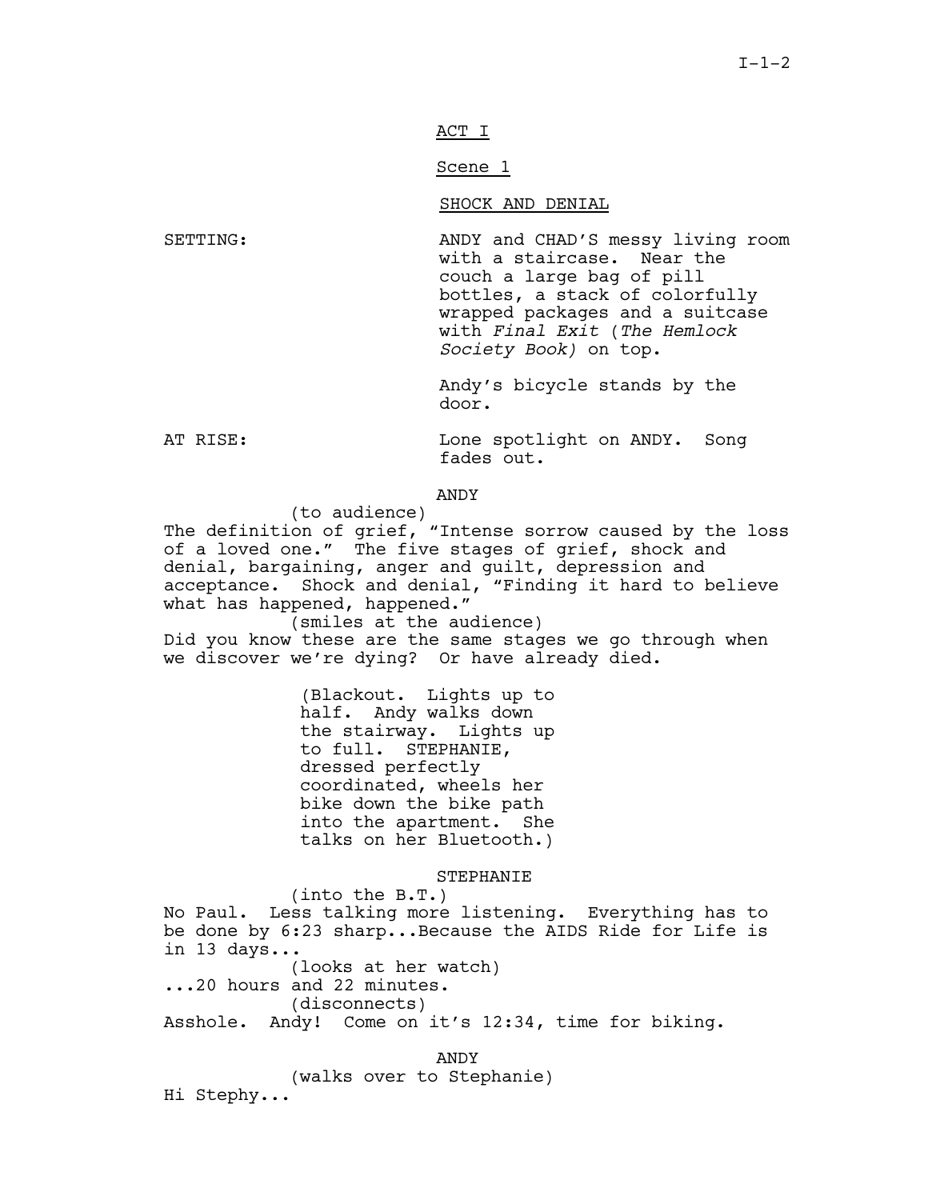ACT I

Scene 1

SHOCK AND DENIAL

SETTING: ANDY and CHAD'S messy living room with a staircase. Near the couch a large bag of pill bottles, a stack of colorfully wrapped packages and a suitcase with *Final Exit* (*The Hemlock Society Book)* on top.

Andy's bicycle stands by the door.

AT RISE: Lone spotlight on ANDY. Song fades out.

ANDY
(to audience)
The definition of grief, "Intense sorrow caused by the loss of a loved one." The five stages of grief, shock and denial, bargaining, anger and guilt, depression and acceptance. Shock and denial, "Finding it hard to believe what has happened, happened."
(smiles at the audience)
Did you know these are the same stages we go through when we discover we're dying? Or have already died.

(Blackout. Lights up to half. Andy walks down the stairway. Lights up to full. STEPHANIE, dressed perfectly coordinated, wheels her bike down the bike path into the apartment. She talks on her Bluetooth.)

STEPHANIE
(into the B.T.)
No Paul. Less talking more listening. Everything has to be done by 6:23 sharp...Because the AIDS Ride for Life is in 13 days...
(looks at her watch)
...20 hours and 22 minutes.
(disconnects)
Asshole. Andy! Come on it's 12:34, time for biking.

ANDY
(walks over to Stephanie)
Hi Stephy...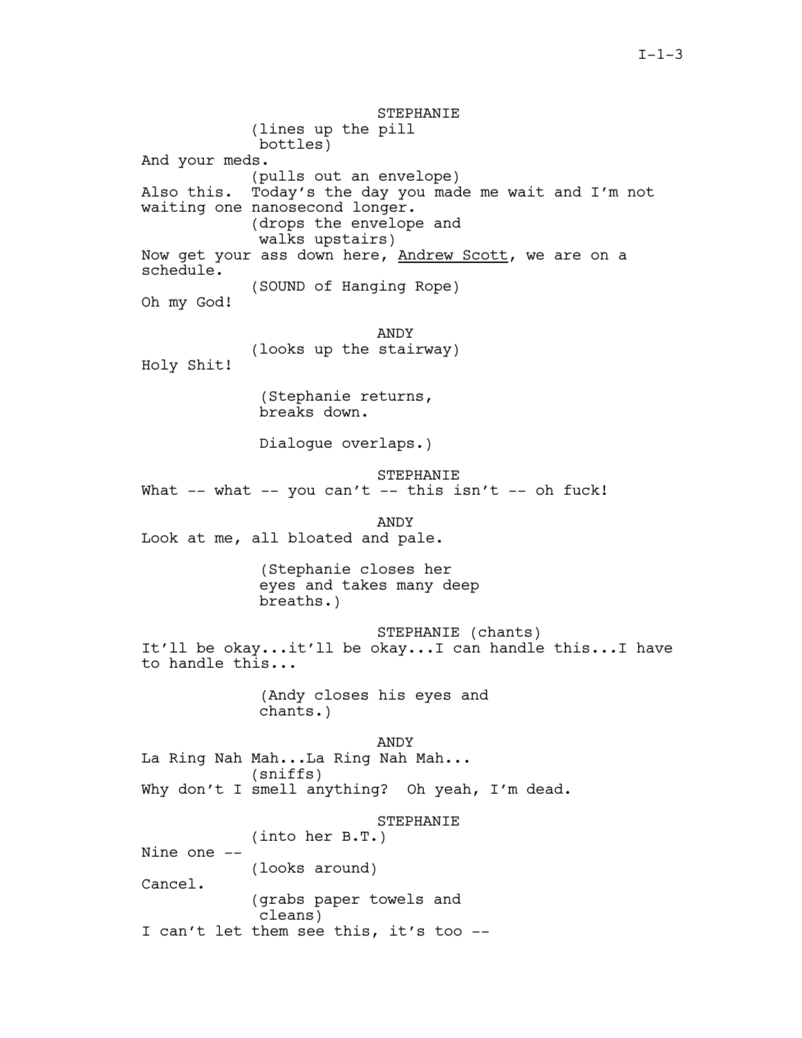STEPHANIE

(lines up the pill bottles)

And your meds.

(pulls out an envelope)

Also this.  Today's the day you made me wait and I'm not waiting one nanosecond longer.

(drops the envelope and walks upstairs)

Now get your ass down here, <u>Andrew Scott</u>, we are on a schedule.

(SOUND of Hanging Rope)

Oh my God!

ANDY

(looks up the stairway)

Holy Shit!

(Stephanie returns, breaks down.

Dialogue overlaps.)

STEPHANIE

What -- what -- you can't -- this isn't -- oh fuck!

ANDY

Look at me, all bloated and pale.

(Stephanie closes her eyes and takes many deep breaths.)

STEPHANIE (chants)

It'll be okay...it'll be okay...I can handle this...I have to handle this...

(Andy closes his eyes and chants.)

ANDY

La Ring Nah Mah...La Ring Nah Mah...

(sniffs)

Why don't I smell anything?  Oh yeah, I'm dead.

STEPHANIE

(into her B.T.)

Nine one --

(looks around)

Cancel.

(grabs paper towels and cleans)

I can't let them see this, it's too --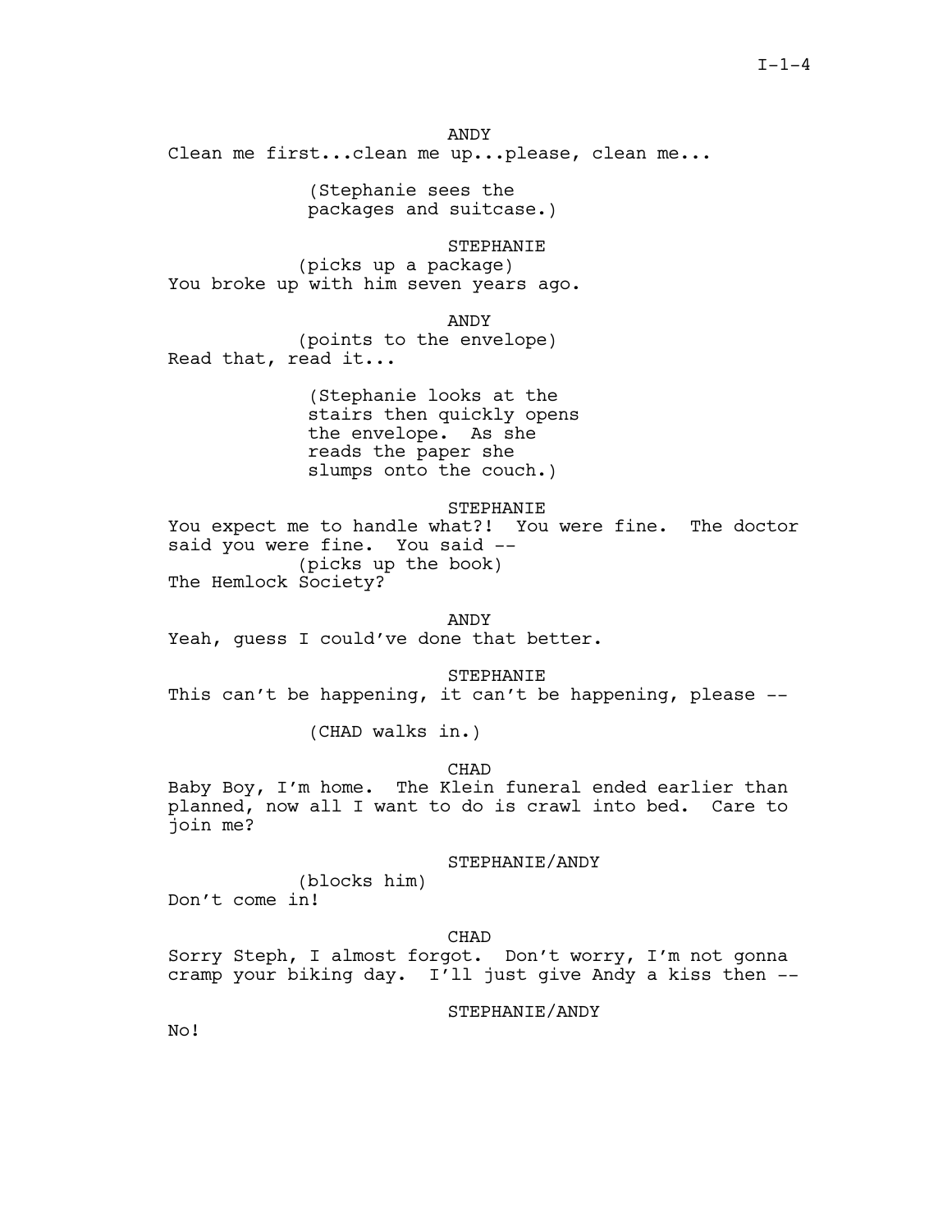ANDY

Clean me first...clean me up...please, clean me...

(Stephanie sees the packages and suitcase.)

STEPHANIE

(picks up a package)

You broke up with him seven years ago.

ANDY

(points to the envelope)

Read that, read it...

(Stephanie looks at the stairs then quickly opens the envelope. As she reads the paper she slumps onto the couch.)

STEPHANIE

You expect me to handle what?! You were fine. The doctor said you were fine. You said --

(picks up the book)

The Hemlock Society?

ANDY

Yeah, guess I could've done that better.

STEPHANIE

This can't be happening, it can't be happening, please --

(CHAD walks in.)

CHAD

Baby Boy, I'm home. The Klein funeral ended earlier than planned, now all I want to do is crawl into bed. Care to join me?

STEPHANIE/ANDY

(blocks him)

Don't come in!

CHAD

Sorry Steph, I almost forgot. Don't worry, I'm not gonna cramp your biking day. I'll just give Andy a kiss then --

STEPHANIE/ANDY

No!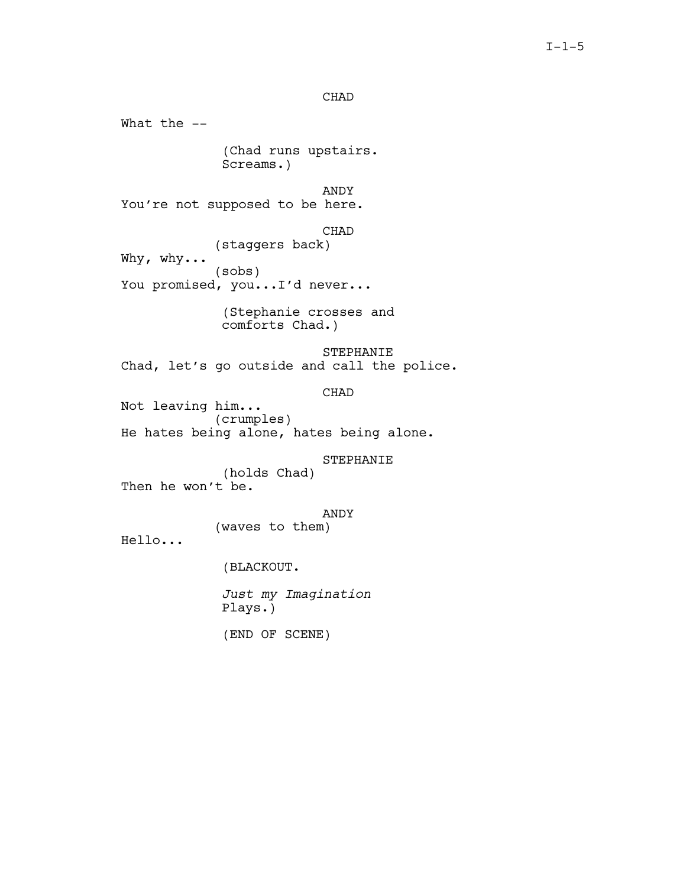CHAD

What the --

(Chad runs upstairs. Screams.)

ANDY

You're not supposed to be here.

CHAD

(staggers back)

Why, why...

(sobs)

You promised, you...I'd never...

(Stephanie crosses and comforts Chad.)

STEPHANIE

Chad, let's go outside and call the police.

CHAD

Not leaving him...

(crumples)

He hates being alone, hates being alone.

STEPHANIE

(holds Chad)

Then he won't be.

ANDY

(waves to them)

Hello...

(BLACKOUT.

*Just my Imagination* Plays.)

(END OF SCENE)